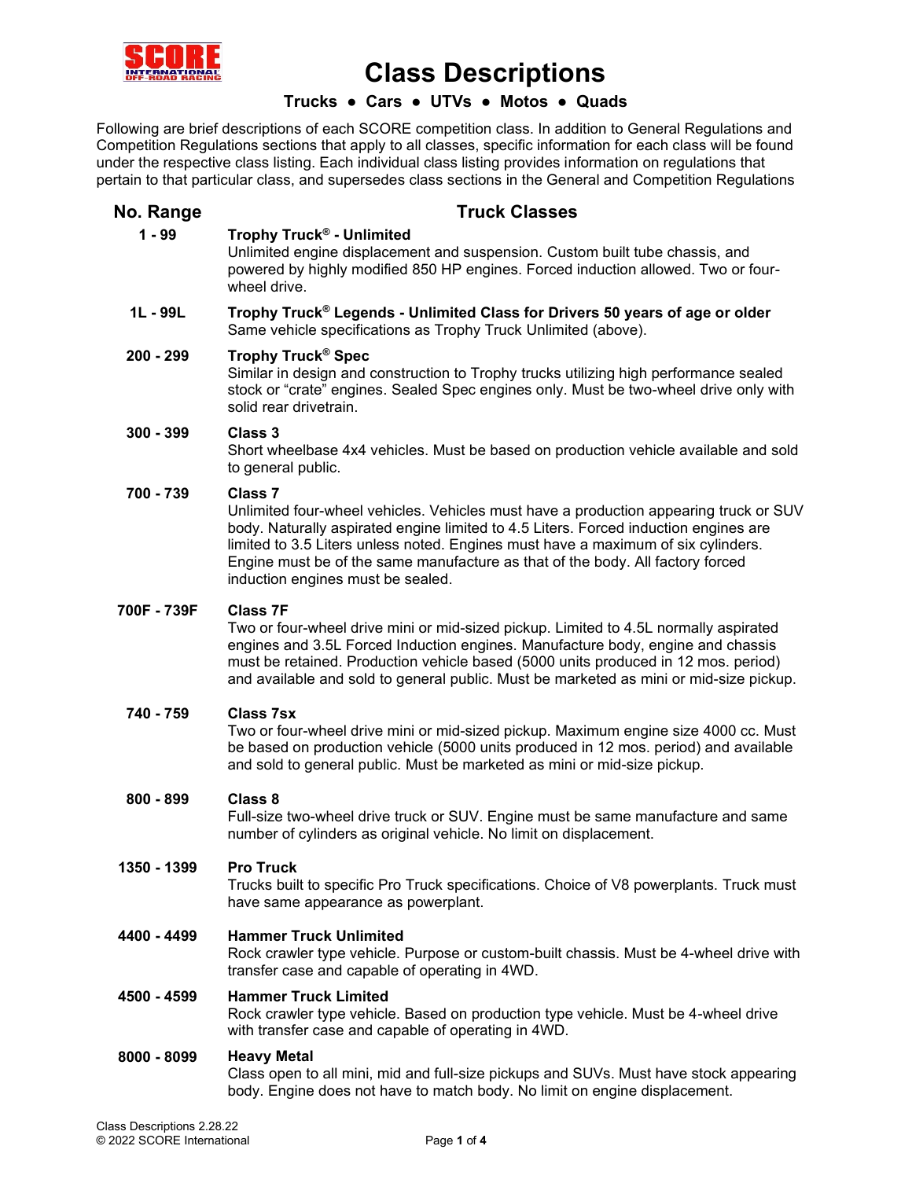# Class Descriptions

### Trucks ● Cars ● UTVs ● Motos ● Quads

Following are brief descriptions of each SCORE competition class. In addition to General Regulations and Competition Regulations sections that apply to all classes, specific information for each class will be found under the respective class listing. Each individual class listing provides information on regulations that pertain to that particular class, and supersedes class sections in the General and Competition Regulations

| No. Range | Truck Classes |
|---|---|
| 1 - 99 | **Trophy Truck® - Unlimited**<br>Unlimited engine displacement and suspension. Custom built tube chassis, and powered by highly modified 850 HP engines. Forced induction allowed. Two or four-wheel drive. |
| 1L - 99L | **Trophy Truck® Legends - Unlimited Class for Drivers 50 years of age or older**<br>Same vehicle specifications as Trophy Truck Unlimited (above). |
| 200 - 299 | **Trophy Truck® Spec**<br>Similar in design and construction to Trophy trucks utilizing high performance sealed stock or "crate" engines. Sealed Spec engines only. Must be two-wheel drive only with solid rear drivetrain. |
| 300 - 399 | **Class 3**<br>Short wheelbase 4x4 vehicles. Must be based on production vehicle available and sold to general public. |
| 700 - 739 | **Class 7**<br>Unlimited four-wheel vehicles. Vehicles must have a production appearing truck or SUV body. Naturally aspirated engine limited to 4.5 Liters. Forced induction engines are limited to 3.5 Liters unless noted. Engines must have a maximum of six cylinders. Engine must be of the same manufacture as that of the body. All factory forced induction engines must be sealed. |
| 700F - 739F | **Class 7F**<br>Two or four-wheel drive mini or mid-sized pickup. Limited to 4.5L normally aspirated engines and 3.5L Forced Induction engines. Manufacture body, engine and chassis must be retained. Production vehicle based (5000 units produced in 12 mos. period) and available and sold to general public. Must be marketed as mini or mid-size pickup. |
| 740 - 759 | **Class 7sx**<br>Two or four-wheel drive mini or mid-sized pickup. Maximum engine size 4000 cc. Must be based on production vehicle (5000 units produced in 12 mos. period) and available and sold to general public. Must be marketed as mini or mid-size pickup. |
| 800 - 899 | **Class 8**<br>Full-size two-wheel drive truck or SUV. Engine must be same manufacture and same number of cylinders as original vehicle. No limit on displacement. |
| 1350 - 1399 | **Pro Truck**<br>Trucks built to specific Pro Truck specifications. Choice of V8 powerplants. Truck must have same appearance as powerplant. |
| 4400 - 4499 | **Hammer Truck Unlimited**<br>Rock crawler type vehicle. Purpose or custom-built chassis. Must be 4-wheel drive with transfer case and capable of operating in 4WD. |
| 4500 - 4599 | **Hammer Truck Limited**<br>Rock crawler type vehicle. Based on production type vehicle. Must be 4-wheel drive with transfer case and capable of operating in 4WD. |
| 8000 - 8099 | **Heavy Metal**<br>Class open to all mini, mid and full-size pickups and SUVs. Must have stock appearing body. Engine does not have to match body. No limit on engine displacement. |

Class Descriptions 2.28.22
© 2022 SCORE International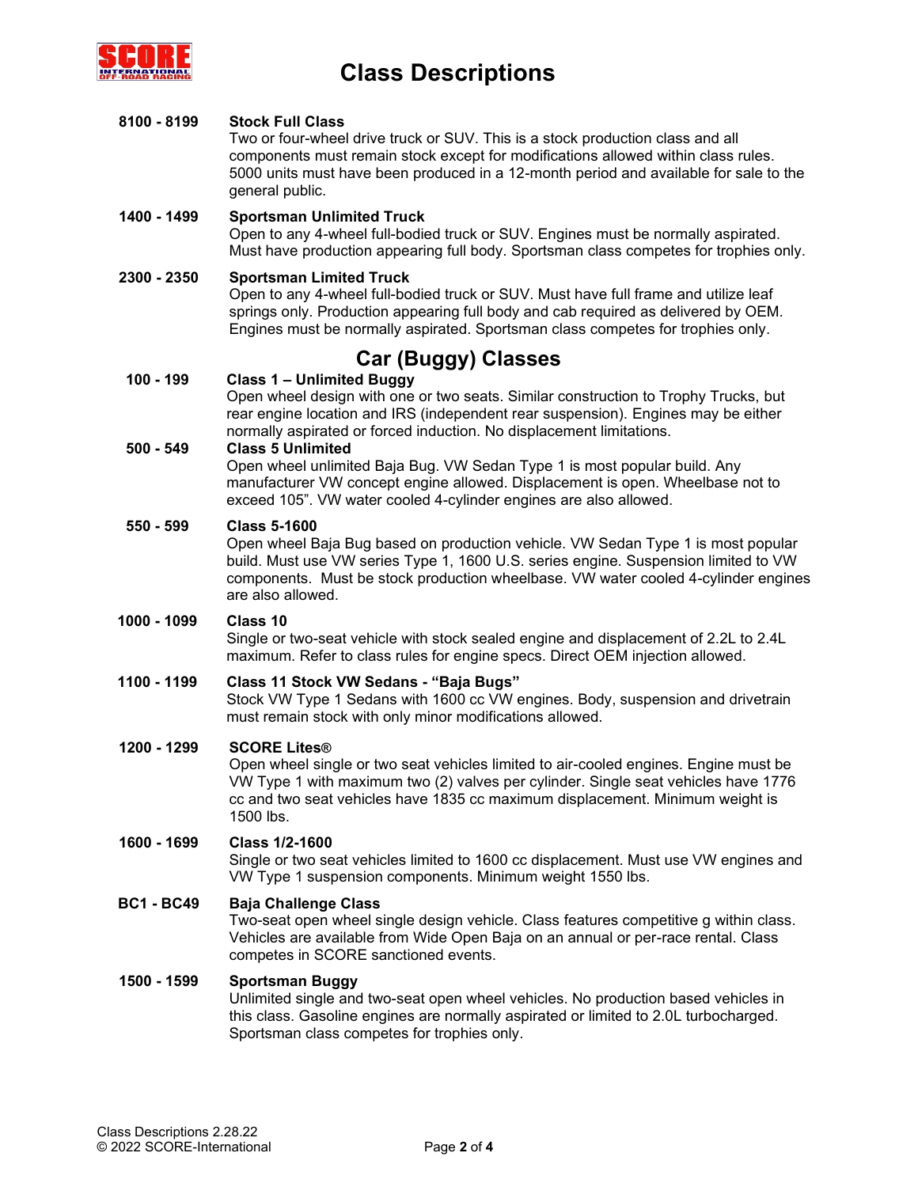# Class Descriptions

**8100 - 8199** **Stock Full Class**
Two or four-wheel drive truck or SUV. This is a stock production class and all components must remain stock except for modifications allowed within class rules. 5000 units must have been produced in a 12-month period and available for sale to the general public.

**1400 - 1499** **Sportsman Unlimited Truck**
Open to any 4-wheel full-bodied truck or SUV. Engines must be normally aspirated. Must have production appearing full body. Sportsman class competes for trophies only.

**2300 - 2350** **Sportsman Limited Truck**
Open to any 4-wheel full-bodied truck or SUV. Must have full frame and utilize leaf springs only. Production appearing full body and cab required as delivered by OEM. Engines must be normally aspirated. Sportsman class competes for trophies only.

## Car (Buggy) Classes

**100 - 199** **Class 1 – Unlimited Buggy**
Open wheel design with one or two seats. Similar construction to Trophy Trucks, but rear engine location and IRS (independent rear suspension). Engines may be either normally aspirated or forced induction. No displacement limitations.

**500 - 549** **Class 5 Unlimited**
Open wheel unlimited Baja Bug. VW Sedan Type 1 is most popular build. Any manufacturer VW concept engine allowed. Displacement is open. Wheelbase not to exceed 105”. VW water cooled 4-cylinder engines are also allowed.

**550 - 599** **Class 5-1600**
Open wheel Baja Bug based on production vehicle. VW Sedan Type 1 is most popular build. Must use VW series Type 1, 1600 U.S. series engine. Suspension limited to VW components. Must be stock production wheelbase. VW water cooled 4-cylinder engines are also allowed.

**1000 - 1099** **Class 10**
Single or two-seat vehicle with stock sealed engine and displacement of 2.2L to 2.4L maximum. Refer to class rules for engine specs. Direct OEM injection allowed.

**1100 - 1199** **Class 11 Stock VW Sedans - “Baja Bugs”**
Stock VW Type 1 Sedans with 1600 cc VW engines. Body, suspension and drivetrain must remain stock with only minor modifications allowed.

**1200 - 1299** **SCORE Lites®**
Open wheel single or two seat vehicles limited to air-cooled engines. Engine must be VW Type 1 with maximum two (2) valves per cylinder. Single seat vehicles have 1776 cc and two seat vehicles have 1835 cc maximum displacement. Minimum weight is 1500 lbs.

**1600 - 1699** **Class 1/2-1600**
Single or two seat vehicles limited to 1600 cc displacement. Must use VW engines and VW Type 1 suspension components. Minimum weight 1550 lbs.

**BC1 - BC49** **Baja Challenge Class**
Two-seat open wheel single design vehicle. Class features competitive g within class. Vehicles are available from Wide Open Baja on an annual or per-race rental. Class competes in SCORE sanctioned events.

**1500 - 1599** **Sportsman Buggy**
Unlimited single and two-seat open wheel vehicles. No production based vehicles in this class. Gasoline engines are normally aspirated or limited to 2.0L turbocharged. Sportsman class competes for trophies only.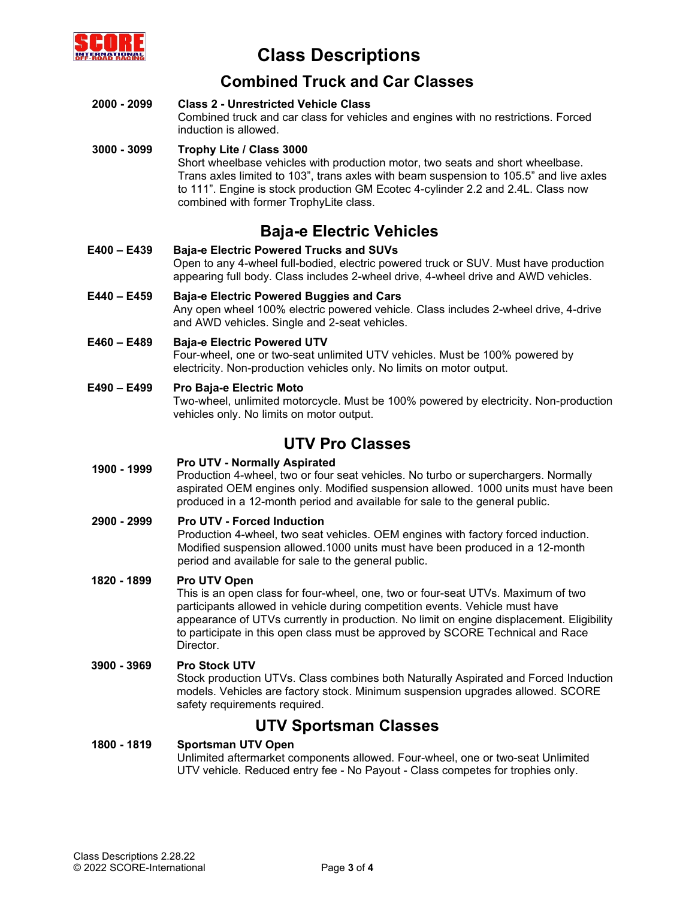# Class Descriptions

## Combined Truck and Car Classes

**2000 - 2099** **Class 2 - Unrestricted Vehicle Class**
Combined truck and car class for vehicles and engines with no restrictions. Forced induction is allowed.

**3000 - 3099** **Trophy Lite / Class 3000**
Short wheelbase vehicles with production motor, two seats and short wheelbase. Trans axles limited to 103", trans axles with beam suspension to 105.5" and live axles to 111". Engine is stock production GM Ecotec 4-cylinder 2.2 and 2.4L. Class now combined with former TrophyLite class.

## Baja-e Electric Vehicles

**E400 – E439** **Baja-e Electric Powered Trucks and SUVs**
Open to any 4-wheel full-bodied, electric powered truck or SUV. Must have production appearing full body. Class includes 2-wheel drive, 4-wheel drive and AWD vehicles.

**E440 – E459** **Baja-e Electric Powered Buggies and Cars**
Any open wheel 100% electric powered vehicle. Class includes 2-wheel drive, 4-drive and AWD vehicles. Single and 2-seat vehicles.

**E460 – E489** **Baja-e Electric Powered UTV**
Four-wheel, one or two-seat unlimited UTV vehicles. Must be 100% powered by electricity. Non-production vehicles only. No limits on motor output.

**E490 – E499** **Pro Baja-e Electric Moto**
Two-wheel, unlimited motorcycle. Must be 100% powered by electricity. Non-production vehicles only. No limits on motor output.

## UTV Pro Classes

**1900 - 1999** **Pro UTV - Normally Aspirated**
Production 4-wheel, two or four seat vehicles. No turbo or superchargers. Normally aspirated OEM engines only. Modified suspension allowed. 1000 units must have been produced in a 12-month period and available for sale to the general public.

**2900 - 2999** **Pro UTV - Forced Induction**
Production 4-wheel, two seat vehicles. OEM engines with factory forced induction. Modified suspension allowed.1000 units must have been produced in a 12-month period and available for sale to the general public.

**1820 - 1899** **Pro UTV Open**
This is an open class for four-wheel, one, two or four-seat UTVs. Maximum of two participants allowed in vehicle during competition events. Vehicle must have appearance of UTVs currently in production. No limit on engine displacement. Eligibility to participate in this open class must be approved by SCORE Technical and Race Director.

**3900 - 3969** **Pro Stock UTV**
Stock production UTVs. Class combines both Naturally Aspirated and Forced Induction models. Vehicles are factory stock. Minimum suspension upgrades allowed. SCORE safety requirements required.

## UTV Sportsman Classes

**1800 - 1819** **Sportsman UTV Open**
Unlimited aftermarket components allowed. Four-wheel, one or two-seat Unlimited UTV vehicle. Reduced entry fee - No Payout - Class competes for trophies only.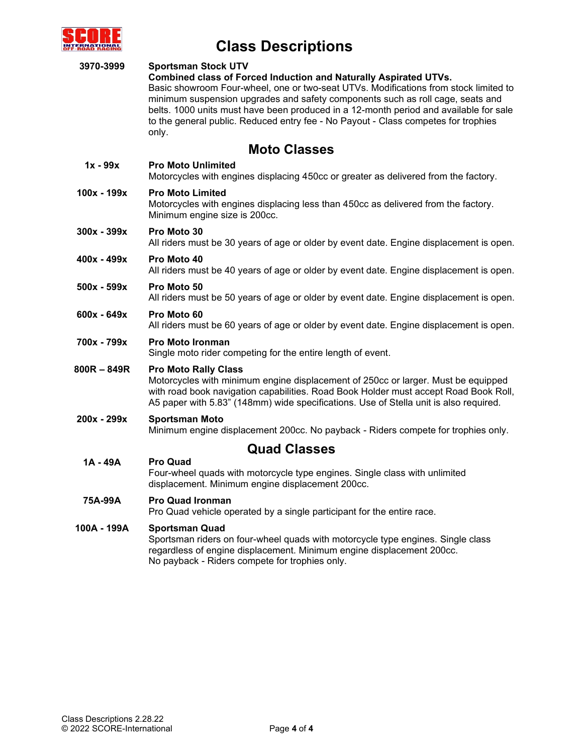# Class Descriptions

**3970-3999**

**Sportsman Stock UTV**

**Combined class of Forced Induction and Naturally Aspirated UTVs.**

Basic showroom Four-wheel, one or two-seat UTVs. Modifications from stock limited to minimum suspension upgrades and safety components such as roll cage, seats and belts. 1000 units must have been produced in a 12-month period and available for sale to the general public. Reduced entry fee - No Payout - Class competes for trophies only.

## Moto Classes

**1x - 99x**

**Pro Moto Unlimited**

Motorcycles with engines displacing 450cc or greater as delivered from the factory.

**100x - 199x**

**Pro Moto Limited**

Motorcycles with engines displacing less than 450cc as delivered from the factory. Minimum engine size is 200cc.

**300x - 399x**

**Pro Moto 30**

All riders must be 30 years of age or older by event date. Engine displacement is open.

**400x - 499x**

**Pro Moto 40**

All riders must be 40 years of age or older by event date. Engine displacement is open.

**500x - 599x**

**Pro Moto 50**

All riders must be 50 years of age or older by event date. Engine displacement is open.

**600x - 649x**

**Pro Moto 60**

All riders must be 60 years of age or older by event date. Engine displacement is open.

**700x - 799x**

**Pro Moto Ironman**

Single moto rider competing for the entire length of event.

**800R – 849R**

**Pro Moto Rally Class**

Motorcycles with minimum engine displacement of 250cc or larger. Must be equipped with road book navigation capabilities. Road Book Holder must accept Road Book Roll, A5 paper with 5.83” (148mm) wide specifications. Use of Stella unit is also required.

**200x - 299x**

**Sportsman Moto**

Minimum engine displacement 200cc. No payback - Riders compete for trophies only.

## Quad Classes

**1A - 49A**

**Pro Quad**

Four-wheel quads with motorcycle type engines. Single class with unlimited displacement. Minimum engine displacement 200cc.

**75A-99A**

**Pro Quad Ironman**

Pro Quad vehicle operated by a single participant for the entire race.

**100A - 199A**

**Sportsman Quad**

Sportsman riders on four-wheel quads with motorcycle type engines. Single class regardless of engine displacement. Minimum engine displacement 200cc.
No payback - Riders compete for trophies only.

Class Descriptions 2.28.22
© 2022 SCORE-International